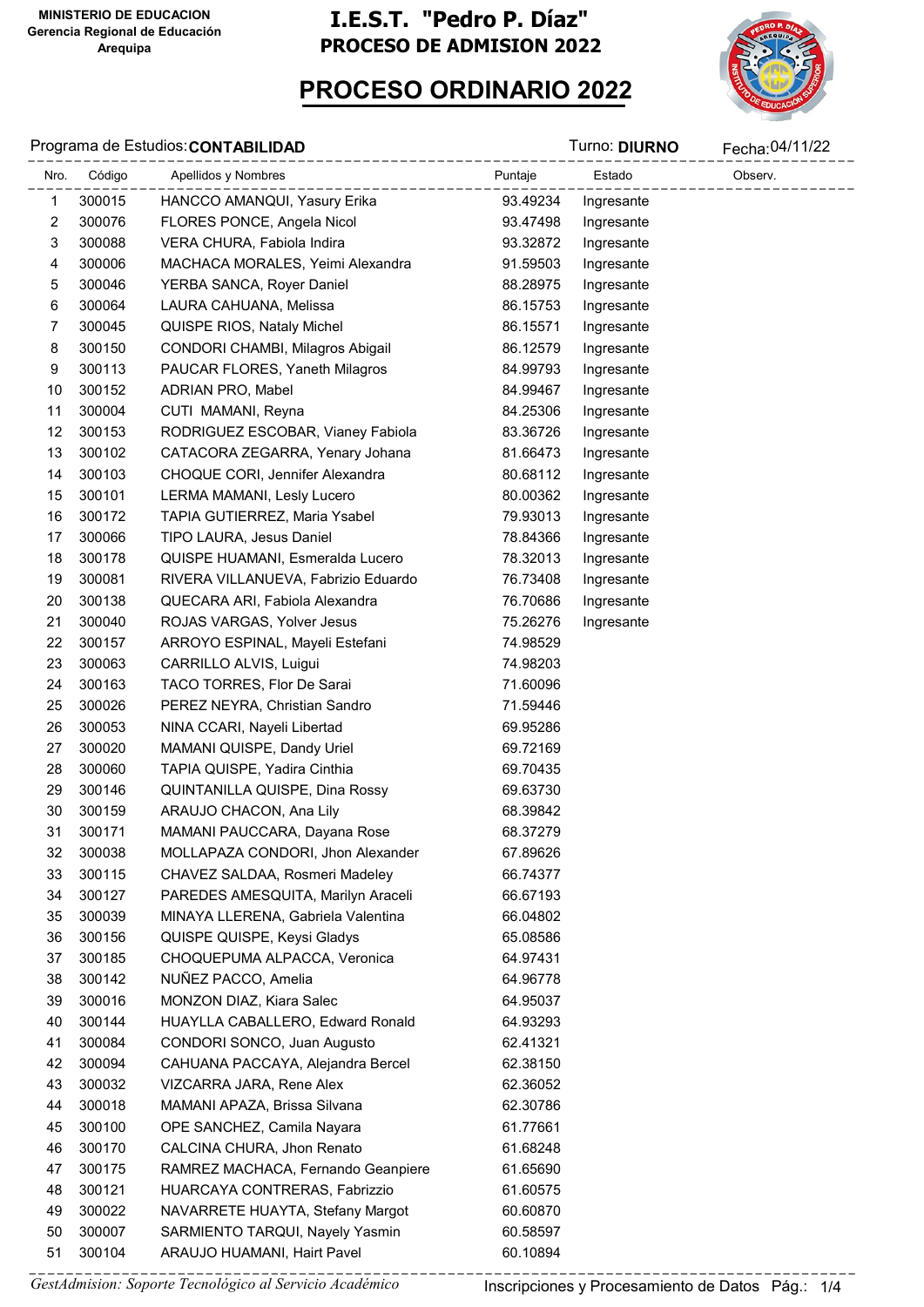MINISTERIO DE EDUCACION
Gerencia Regional de Educación
Arequipa

# I.E.S.T. "Pedro P. Díaz"

## PROCESO DE ADMISION 2022

## PROCESO ORDINARIO 2022

Programa de Estudios: **CONTABILIDAD** Turno: **DIURNO** Fecha: 04/11/22

| Nro. | Código | Apellidos y Nombres | Puntaje | Estado | Observ. |
|---|---|---|---|---|---|
| 1 | 300015 | HANCCO AMANQUI, Yasury Erika | 93.49234 | Ingresante | |
| 2 | 300076 | FLORES PONCE, Angela Nicol | 93.47498 | Ingresante | |
| 3 | 300088 | VERA CHURA, Fabiola Indira | 93.32872 | Ingresante | |
| 4 | 300006 | MACHACA MORALES, Yeimi Alexandra | 91.59503 | Ingresante | |
| 5 | 300046 | YERBA SANCA, Royer Daniel | 88.28975 | Ingresante | |
| 6 | 300064 | LAURA CAHUANA, Melissa | 86.15753 | Ingresante | |
| 7 | 300045 | QUISPE RIOS, Nataly Michel | 86.15571 | Ingresante | |
| 8 | 300150 | CONDORI CHAMBI, Milagros Abigail | 86.12579 | Ingresante | |
| 9 | 300113 | PAUCAR FLORES, Yaneth Milagros | 84.99793 | Ingresante | |
| 10 | 300152 | ADRIAN PRO, Mabel | 84.99467 | Ingresante | |
| 11 | 300004 | CUTI MAMANI, Reyna | 84.25306 | Ingresante | |
| 12 | 300153 | RODRIGUEZ ESCOBAR, Vianey Fabiola | 83.36726 | Ingresante | |
| 13 | 300102 | CATACORA ZEGARRA, Yenary Johana | 81.66473 | Ingresante | |
| 14 | 300103 | CHOQUE CORI, Jennifer Alexandra | 80.68112 | Ingresante | |
| 15 | 300101 | LERMA MAMANI, Lesly Lucero | 80.00362 | Ingresante | |
| 16 | 300172 | TAPIA GUTIERREZ, Maria Ysabel | 79.93013 | Ingresante | |
| 17 | 300066 | TIPO LAURA, Jesus Daniel | 78.84366 | Ingresante | |
| 18 | 300178 | QUISPE HUAMANI, Esmeralda Lucero | 78.32013 | Ingresante | |
| 19 | 300081 | RIVERA VILLANUEVA, Fabrizio Eduardo | 76.73408 | Ingresante | |
| 20 | 300138 | QUECARA ARI, Fabiola Alexandra | 76.70686 | Ingresante | |
| 21 | 300040 | ROJAS VARGAS, Yolver Jesus | 75.26276 | Ingresante | |
| 22 | 300157 | ARROYO ESPINAL, Mayeli Estefani | 74.98529 | | |
| 23 | 300063 | CARRILLO ALVIS, Luigui | 74.98203 | | |
| 24 | 300163 | TACO TORRES, Flor De Sarai | 71.60096 | | |
| 25 | 300026 | PEREZ NEYRA, Christian Sandro | 71.59446 | | |
| 26 | 300053 | NINA CCARI, Nayeli Libertad | 69.95286 | | |
| 27 | 300020 | MAMANI QUISPE, Dandy Uriel | 69.72169 | | |
| 28 | 300060 | TAPIA QUISPE, Yadira Cinthia | 69.70435 | | |
| 29 | 300146 | QUINTANILLA QUISPE, Dina Rossy | 69.63730 | | |
| 30 | 300159 | ARAUJO CHACON, Ana Lily | 68.39842 | | |
| 31 | 300171 | MAMANI PAUCCARA, Dayana Rose | 68.37279 | | |
| 32 | 300038 | MOLLAPAZA CONDORI, Jhon Alexander | 67.89626 | | |
| 33 | 300115 | CHAVEZ SALDAA, Rosmeri Madeley | 66.74377 | | |
| 34 | 300127 | PAREDES AMESQUITA, Marilyn Araceli | 66.67193 | | |
| 35 | 300039 | MINAYA LLERENA, Gabriela Valentina | 66.04802 | | |
| 36 | 300156 | QUISPE QUISPE, Keysi Gladys | 65.08586 | | |
| 37 | 300185 | CHOQUEPUMA ALPACCA, Veronica | 64.97431 | | |
| 38 | 300142 | NUÑEZ PACCO, Amelia | 64.96778 | | |
| 39 | 300016 | MONZON DIAZ, Kiara Salec | 64.95037 | | |
| 40 | 300144 | HUAYLLA CABALLERO, Edward Ronald | 64.93293 | | |
| 41 | 300084 | CONDORI SONCO, Juan Augusto | 62.41321 | | |
| 42 | 300094 | CAHUANA PACCAYA, Alejandra Bercel | 62.38150 | | |
| 43 | 300032 | VIZCARRA JARA, Rene Alex | 62.36052 | | |
| 44 | 300018 | MAMANI APAZA, Brissa Silvana | 62.30786 | | |
| 45 | 300100 | OPE SANCHEZ, Camila Nayara | 61.77661 | | |
| 46 | 300170 | CALCINA CHURA, Jhon Renato | 61.68248 | | |
| 47 | 300175 | RAMREZ MACHACA, Fernando Geanpiere | 61.65690 | | |
| 48 | 300121 | HUARCAYA CONTRERAS, Fabrizzio | 61.60575 | | |
| 49 | 300022 | NAVARRETE HUAYTA, Stefany Margot | 60.60870 | | |
| 50 | 300007 | SARMIENTO TARQUI, Nayely Yasmin | 60.58597 | | |
| 51 | 300104 | ARAUJO HUAMANI, Hairt Pavel | 60.10894 | | |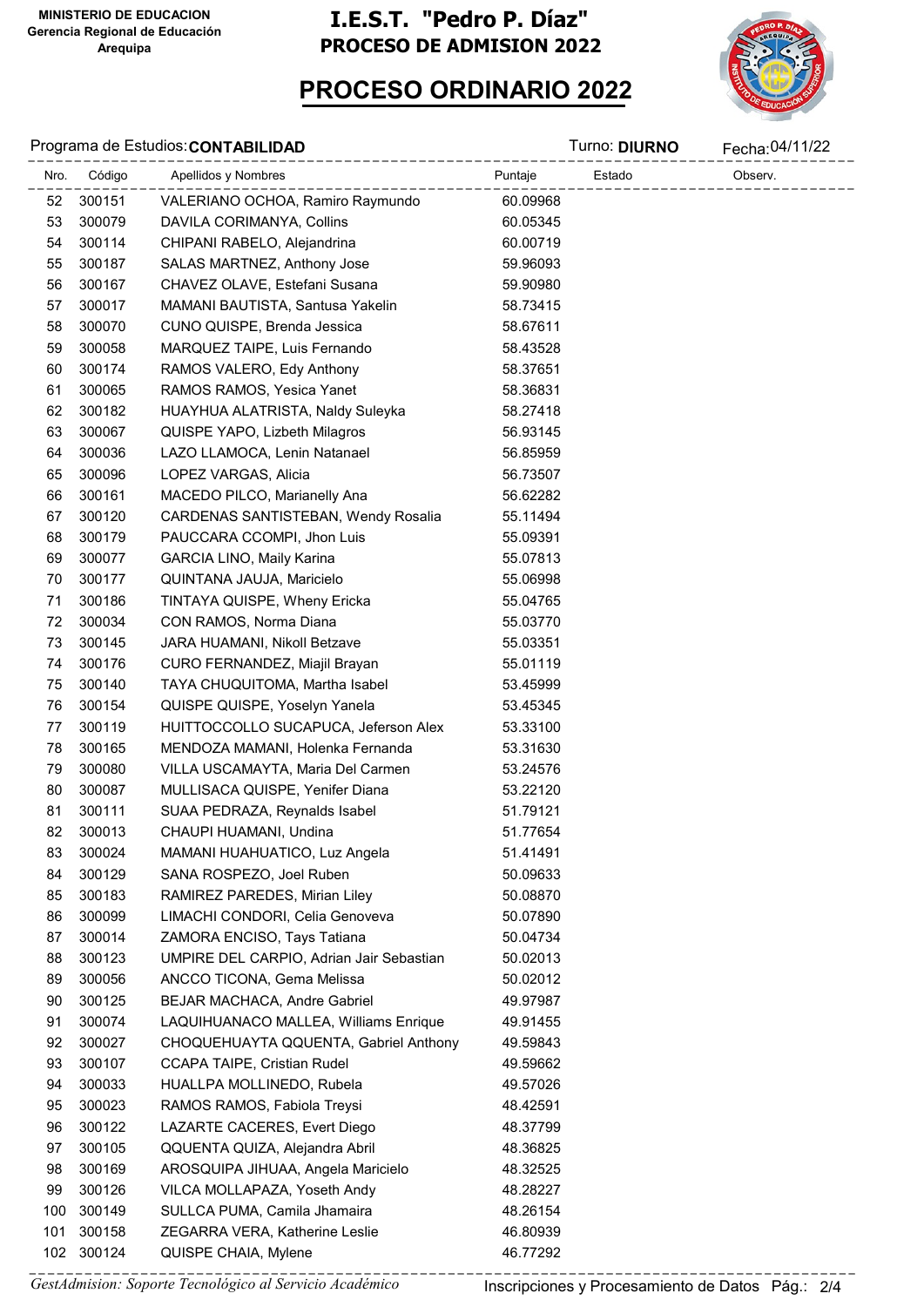MINISTERIO DE EDUCACION
Gerencia Regional de Educación
Arequipa

# I.E.S.T. "Pedro P. Díaz"
## PROCESO DE ADMISION 2022

## PROCESO ORDINARIO 2022

Programa de Estudios: **CONTABILIDAD** Turno: **DIURNO** Fecha: 04/11/22

| Nro. | Código | Apellidos y Nombres | Puntaje | Estado | Observ. |
|---|---|---|---|---|---|
| 52 | 300151 | VALERIANO OCHOA, Ramiro Raymundo | 60.09968 | | |
| 53 | 300079 | DAVILA CORIMANYA, Collins | 60.05345 | | |
| 54 | 300114 | CHIPANI RABELO, Alejandrina | 60.00719 | | |
| 55 | 300187 | SALAS MARTNEZ, Anthony Jose | 59.96093 | | |
| 56 | 300167 | CHAVEZ OLAVE, Estefani Susana | 59.90980 | | |
| 57 | 300017 | MAMANI BAUTISTA, Santusa Yakelin | 58.73415 | | |
| 58 | 300070 | CUNO QUISPE, Brenda Jessica | 58.67611 | | |
| 59 | 300058 | MARQUEZ TAIPE, Luis Fernando | 58.43528 | | |
| 60 | 300174 | RAMOS VALERO, Edy Anthony | 58.37651 | | |
| 61 | 300065 | RAMOS RAMOS, Yesica Yanet | 58.36831 | | |
| 62 | 300182 | HUAYHUA ALATRISTA, Naldy Suleyka | 58.27418 | | |
| 63 | 300067 | QUISPE YAPO, Lizbeth Milagros | 56.93145 | | |
| 64 | 300036 | LAZO LLAMOCA, Lenin Natanael | 56.85959 | | |
| 65 | 300096 | LOPEZ VARGAS, Alicia | 56.73507 | | |
| 66 | 300161 | MACEDO PILCO, Marianelly Ana | 56.62282 | | |
| 67 | 300120 | CARDENAS SANTISTEBAN, Wendy Rosalia | 55.11494 | | |
| 68 | 300179 | PAUCCARA CCOMPI, Jhon Luis | 55.09391 | | |
| 69 | 300077 | GARCIA LINO, Maily Karina | 55.07813 | | |
| 70 | 300177 | QUINTANA JAUJA, Maricielo | 55.06998 | | |
| 71 | 300186 | TINTAYA QUISPE, Wheny Ericka | 55.04765 | | |
| 72 | 300034 | CON RAMOS, Norma Diana | 55.03770 | | |
| 73 | 300145 | JARA HUAMANI, Nikoll Betzave | 55.03351 | | |
| 74 | 300176 | CURO FERNANDEZ, Miajil Brayan | 55.01119 | | |
| 75 | 300140 | TAYA CHUQUITOMA, Martha Isabel | 53.45999 | | |
| 76 | 300154 | QUISPE QUISPE, Yoselyn Yanela | 53.45345 | | |
| 77 | 300119 | HUITTOCCOLLO SUCAPUCA, Jeferson Alex | 53.33100 | | |
| 78 | 300165 | MENDOZA MAMANI, Holenka Fernanda | 53.31630 | | |
| 79 | 300080 | VILLA USCAMAYTA, Maria Del Carmen | 53.24576 | | |
| 80 | 300087 | MULLISACA QUISPE, Yenifer Diana | 53.22120 | | |
| 81 | 300111 | SUAA PEDRAZA, Reynalds Isabel | 51.79121 | | |
| 82 | 300013 | CHAUPI HUAMANI, Undina | 51.77654 | | |
| 83 | 300024 | MAMANI HUAHUATICO, Luz Angela | 51.41491 | | |
| 84 | 300129 | SANA ROSPEZO, Joel Ruben | 50.09633 | | |
| 85 | 300183 | RAMIREZ PAREDES, Mirian Liley | 50.08870 | | |
| 86 | 300099 | LIMACHI CONDORI, Celia Genoveva | 50.07890 | | |
| 87 | 300014 | ZAMORA ENCISO, Tays Tatiana | 50.04734 | | |
| 88 | 300123 | UMPIRE DEL CARPIO, Adrian Jair Sebastian | 50.02013 | | |
| 89 | 300056 | ANCCO TICONA, Gema Melissa | 50.02012 | | |
| 90 | 300125 | BEJAR MACHACA, Andre Gabriel | 49.97987 | | |
| 91 | 300074 | LAQUIHUANACO MALLEA, Williams Enrique | 49.91455 | | |
| 92 | 300027 | CHOQUEHUAYTA QQUENTA, Gabriel Anthony | 49.59843 | | |
| 93 | 300107 | CCAPA TAIPE, Cristian Rudel | 49.59662 | | |
| 94 | 300033 | HUALLPA MOLLINEDO, Rubela | 49.57026 | | |
| 95 | 300023 | RAMOS RAMOS, Fabiola Treysi | 48.42591 | | |
| 96 | 300122 | LAZARTE CACERES, Evert Diego | 48.37799 | | |
| 97 | 300105 | QQUENTA QUIZA, Alejandra Abril | 48.36825 | | |
| 98 | 300169 | AROSQUIPA JIHUAA, Angela Maricielo | 48.32525 | | |
| 99 | 300126 | VILCA MOLLAPAZA, Yoseth Andy | 48.28227 | | |
| 100 | 300149 | SULLCA PUMA, Camila Jhamaira | 48.26154 | | |
| 101 | 300158 | ZEGARRA VERA, Katherine Leslie | 46.80939 | | |
| 102 | 300124 | QUISPE CHAIA, Mylene | 46.77292 | | |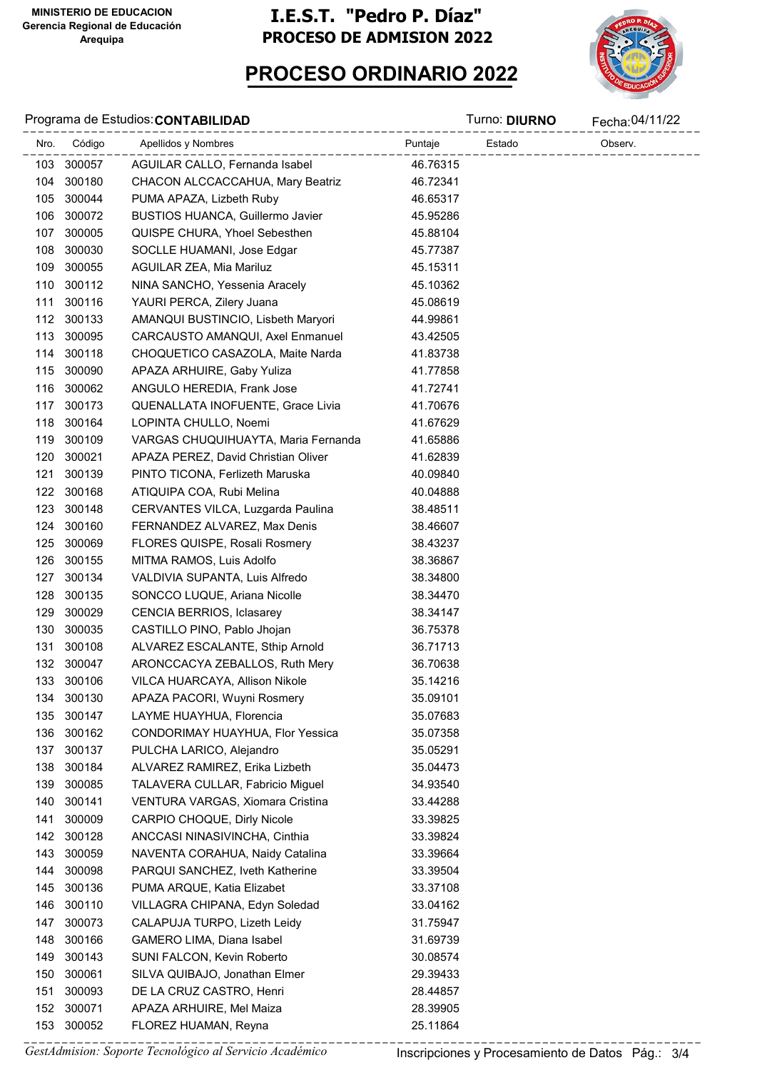MINISTERIO DE EDUCACION
Gerencia Regional de Educación
Arequipa

# I.E.S.T. "Pedro P. Díaz"
## PROCESO DE ADMISION 2022

## PROCESO ORDINARIO 2022

Programa de Estudios: **CONTABILIDAD** Turno: **DIURNO** Fecha: 04/11/22

| Nro. | Código | Apellidos y Nombres | Puntaje | Estado | Observ. |
|---|---|---|---|---|---|
| 103 | 300057 | AGUILAR CALLO, Fernanda Isabel | 46.76315 | | |
| 104 | 300180 | CHACON ALCCACCAHUA, Mary Beatriz | 46.72341 | | |
| 105 | 300044 | PUMA APAZA, Lizbeth Ruby | 46.65317 | | |
| 106 | 300072 | BUSTIOS HUANCA, Guillermo Javier | 45.95286 | | |
| 107 | 300005 | QUISPE CHURA, Yhoel Sebesthen | 45.88104 | | |
| 108 | 300030 | SOCLLE HUAMANI, Jose Edgar | 45.77387 | | |
| 109 | 300055 | AGUILAR ZEA, Mia Mariluz | 45.15311 | | |
| 110 | 300112 | NINA SANCHO, Yessenia Aracely | 45.10362 | | |
| 111 | 300116 | YAURI PERCA, Zilery Juana | 45.08619 | | |
| 112 | 300133 | AMANQUI BUSTINCIO, Lisbeth Maryori | 44.99861 | | |
| 113 | 300095 | CARCAUSTO AMANQUI, Axel Enmanuel | 43.42505 | | |
| 114 | 300118 | CHOQUETICO CASAZOLA, Maite Narda | 41.83738 | | |
| 115 | 300090 | APAZA ARHUIRE, Gaby Yuliza | 41.77858 | | |
| 116 | 300062 | ANGULO HEREDIA, Frank Jose | 41.72741 | | |
| 117 | 300173 | QUENALLATA INOFUENTE, Grace Livia | 41.70676 | | |
| 118 | 300164 | LOPINTA CHULLO, Noemi | 41.67629 | | |
| 119 | 300109 | VARGAS CHUQUIHUAYTA, Maria Fernanda | 41.65886 | | |
| 120 | 300021 | APAZA PEREZ, David Christian Oliver | 41.62839 | | |
| 121 | 300139 | PINTO TICONA, Ferlizeth Maruska | 40.09840 | | |
| 122 | 300168 | ATIQUIPA COA, Rubi Melina | 40.04888 | | |
| 123 | 300148 | CERVANTES VILCA, Luzgarda Paulina | 38.48511 | | |
| 124 | 300160 | FERNANDEZ ALVAREZ, Max Denis | 38.46607 | | |
| 125 | 300069 | FLORES QUISPE, Rosali Rosmery | 38.43237 | | |
| 126 | 300155 | MITMA RAMOS, Luis Adolfo | 38.36867 | | |
| 127 | 300134 | VALDIVIA SUPANTA, Luis Alfredo | 38.34800 | | |
| 128 | 300135 | SONCCO LUQUE, Ariana Nicolle | 38.34470 | | |
| 129 | 300029 | CENCIA BERRIOS, Iclasarey | 38.34147 | | |
| 130 | 300035 | CASTILLO PINO, Pablo Jhojan | 36.75378 | | |
| 131 | 300108 | ALVAREZ ESCALANTE, Sthip Arnold | 36.71713 | | |
| 132 | 300047 | ARONCCACYA ZEBALLOS, Ruth Mery | 36.70638 | | |
| 133 | 300106 | VILCA HUARCAYA, Allison Nikole | 35.14216 | | |
| 134 | 300130 | APAZA PACORI, Wuyni Rosmery | 35.09101 | | |
| 135 | 300147 | LAYME HUAYHUA, Florencia | 35.07683 | | |
| 136 | 300162 | CONDORIMAY HUAYHUA, Flor Yessica | 35.07358 | | |
| 137 | 300137 | PULCHA LARICO, Alejandro | 35.05291 | | |
| 138 | 300184 | ALVAREZ RAMIREZ, Erika Lizbeth | 35.04473 | | |
| 139 | 300085 | TALAVERA CULLAR, Fabricio Miguel | 34.93540 | | |
| 140 | 300141 | VENTURA VARGAS, Xiomara Cristina | 33.44288 | | |
| 141 | 300009 | CARPIO CHOQUE, Dirly Nicole | 33.39825 | | |
| 142 | 300128 | ANCCASI NINASIVINCHA, Cinthia | 33.39824 | | |
| 143 | 300059 | NAVENTA CORAHUA, Naidy Catalina | 33.39664 | | |
| 144 | 300098 | PARQUI SANCHEZ, Iveth Katherine | 33.39504 | | |
| 145 | 300136 | PUMA ARQUE, Katia Elizabet | 33.37108 | | |
| 146 | 300110 | VILLAGRA CHIPANA, Edyn Soledad | 33.04162 | | |
| 147 | 300073 | CALAPUJA TURPO, Lizeth Leidy | 31.75947 | | |
| 148 | 300166 | GAMERO LIMA, Diana Isabel | 31.69739 | | |
| 149 | 300143 | SUNI FALCON, Kevin Roberto | 30.08574 | | |
| 150 | 300061 | SILVA QUIBAJO, Jonathan Elmer | 29.39433 | | |
| 151 | 300093 | DE LA CRUZ CASTRO, Henri | 28.44857 | | |
| 152 | 300071 | APAZA ARHUIRE, Mel Maiza | 28.39905 | | |
| 153 | 300052 | FLOREZ HUAMAN, Reyna | 25.11864 | | |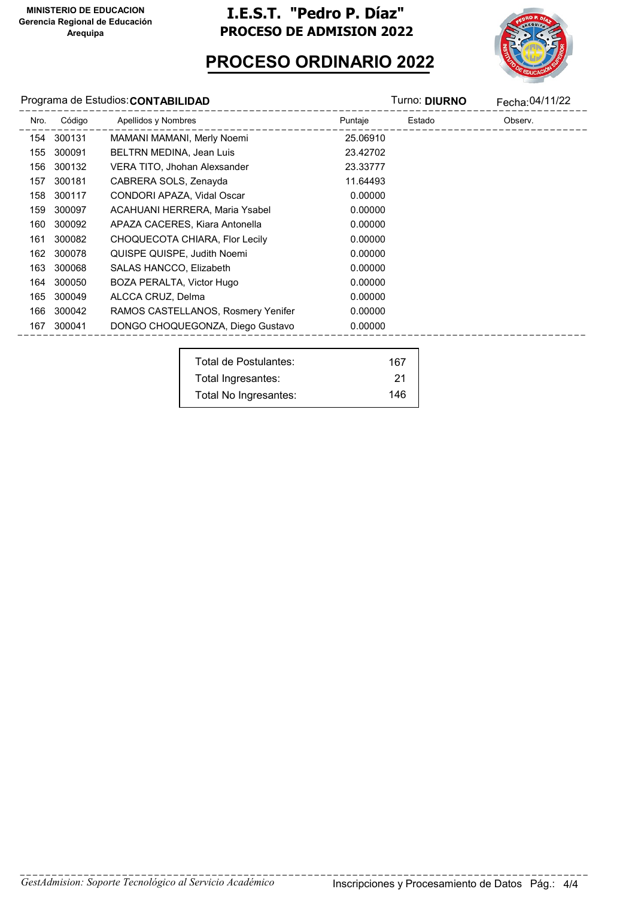MINISTERIO DE EDUCACION
Gerencia Regional de Educación
Arequipa

# I.E.S.T. "Pedro P. Díaz"

## PROCESO DE ADMISION 2022

## PROCESO ORDINARIO 2022

Programa de Estudios: **CONTABILIDAD** Turno: **DIURNO** Fecha: 04/11/22

| Nro. | Código | Apellidos y Nombres | Puntaje | Estado | Observ. |
|---|---|---|---|---|---|
| 154 | 300131 | MAMANI MAMANI, Merly Noemi | 25.06910 | | |
| 155 | 300091 | BELTRN MEDINA, Jean Luis | 23.42702 | | |
| 156 | 300132 | VERA TITO, Jhohan Alexsander | 23.33777 | | |
| 157 | 300181 | CABRERA SOLS, Zenayda | 11.64493 | | |
| 158 | 300117 | CONDORI APAZA, Vidal Oscar | 0.00000 | | |
| 159 | 300097 | ACAHUANI HERRERA, Maria Ysabel | 0.00000 | | |
| 160 | 300092 | APAZA CACERES, Kiara Antonella | 0.00000 | | |
| 161 | 300082 | CHOQUECOTA CHIARA, Flor Lecily | 0.00000 | | |
| 162 | 300078 | QUISPE QUISPE, Judith Noemi | 0.00000 | | |
| 163 | 300068 | SALAS HANCCO, Elizabeth | 0.00000 | | |
| 164 | 300050 | BOZA PERALTA, Victor Hugo | 0.00000 | | |
| 165 | 300049 | ALCCA CRUZ, Delma | 0.00000 | | |
| 166 | 300042 | RAMOS CASTELLANOS, Rosmery Yenifer | 0.00000 | | |
| 167 | 300041 | DONGO CHOQUEGONZA, Diego Gustavo | 0.00000 | | |

| | |
|---|---|
| Total de Postulantes: | 167 |
| Total Ingresantes: | 21 |
| Total No Ingresantes: | 146 |